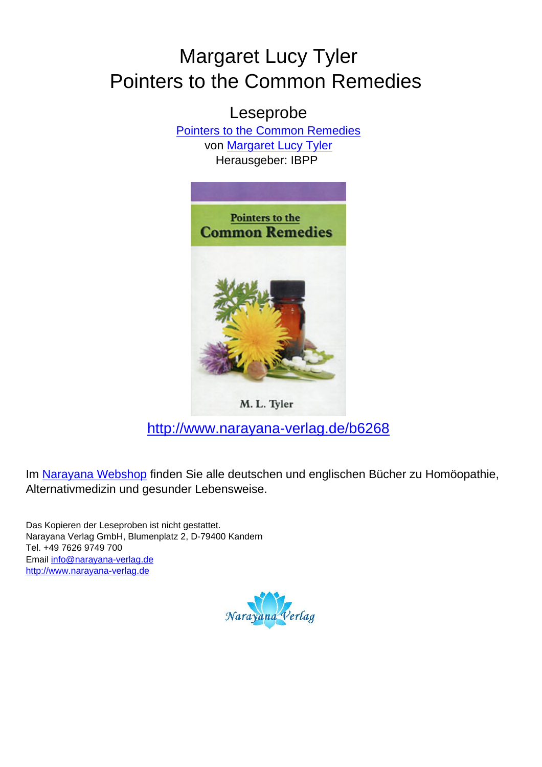# Margaret Lucy Tyler
# Pointers to the Common Remedies

## Leseprobe

[Pointers to the Common Remedies](http://www.narayana-verlag.de/b6268)
von [Margaret Lucy Tyler]
Herausgeber: IBPP

[http://www.narayana-verlag.de/b6268](http://www.narayana-verlag.de/b6268)

Im [Narayana Webshop] finden Sie alle deutschen und englischen Bücher zu Homöopathie, Alternativmedizin und gesunder Lebensweise.

Das Kopieren der Leseproben ist nicht gestattet.
Narayana Verlag GmbH, Blumenplatz 2, D-79400 Kandern
Tel. +49 7626 9749 700
Email [info@narayana-verlag.de](mailto:info@narayana-verlag.de)
[http://www.narayana-verlag.de](http://www.narayana-verlag.de)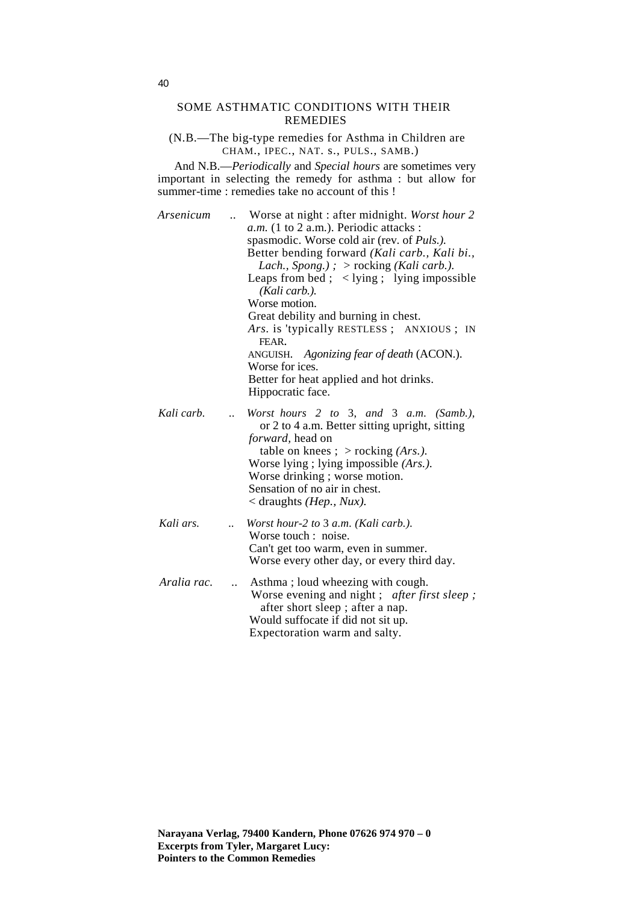## SOME ASTHMATIC CONDITIONS WITH THEIR REMEDIES

(N.B.—The big-type remedies for Asthma in Children are CHAM., IPEC., NAT. S., PULS., SAMB.)

And N.B.—*Periodically* and *Special hours* are sometimes very important in selecting the remedy for asthma : but allow for summer-time : remedies take no account of this !

*Arsenicum* .. Worse at night : after midnight. *Worst hour 2 a.m.* (1 to 2 a.m.). Periodic attacks : spasmodic. Worse cold air (rev. of *Puls.).*
Better bending forward *(Kali carb., Kali bi., Lach., Spong.) ;* > rocking *(Kali carb.).*
Leaps from bed ; < lying ; lying impossible *(Kali carb.).*
Worse motion.
Great debility and burning in chest.
*Ars*. is 'typically RESTLESS ; ANXIOUS ; IN FEAR.
ANGUISH. *Agonizing fear of death* (ACON.).
Worse for ices.
Better for heat applied and hot drinks.
Hippocratic face.

*Kali carb.* .. *Worst hours 2 to* 3, *and* 3 *a.m. (Samb.),* or 2 to 4 a.m. Better sitting upright, sitting *forward,* head on table on knees ; > rocking *(Ars.).*
Worse lying ; lying impossible *(Ars.).*
Worse drinking ; worse motion.
Sensation of no air in chest.
< draughts *(Hep., Nux).*

*Kali ars.* .. *Worst hour-2 to* 3 *a.m. (Kali carb.).*
Worse touch : noise.
Can't get too warm, even in summer.
Worse every other day, or every third day.

*Aralia rac.* .. Asthma ; loud wheezing with cough.
Worse evening and night ; *after first sleep ;* after short sleep ; after a nap.
Would suffocate if did not sit up.
Expectoration warm and salty.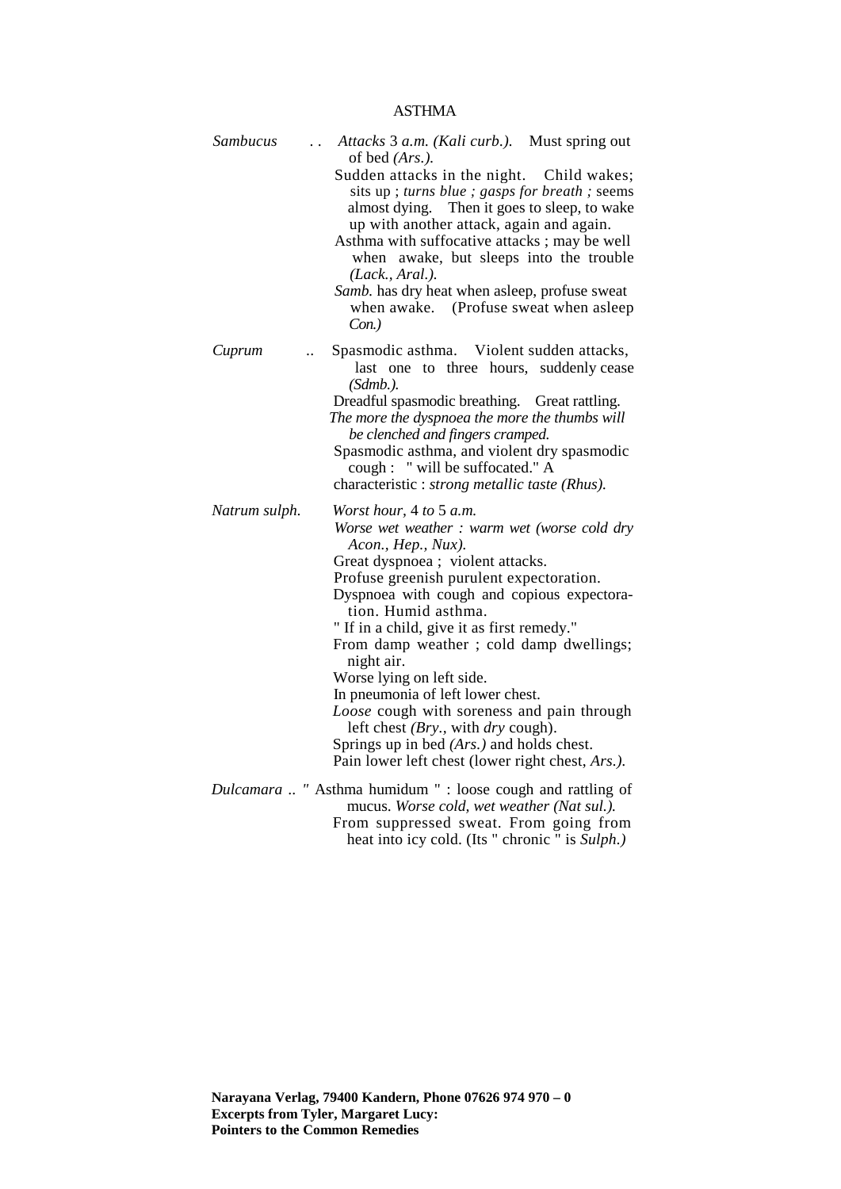# ASTHMA

*Sambucus* . . *Attacks* 3 *a.m. (Kali curb.).* Must spring out of bed *(Ars.).*
Sudden attacks in the night. Child wakes; sits up ; *turns blue ; gasps for breath ;* seems almost dying. Then it goes to sleep, to wake up with another attack, again and again.
Asthma with suffocative attacks ; may be well when awake, but sleeps into the trouble *(Lack., Aral.).*
*Samb.* has dry heat when asleep, profuse sweat when awake. (Profuse sweat when asleep *Con.)*

*Cuprum* .. Spasmodic asthma. Violent sudden attacks, last one to three hours, suddenly cease *(Sdmb.).*
Dreadful spasmodic breathing. Great rattling.
*The more the dyspnoea the more the thumbs will be clenched and fingers cramped.*
Spasmodic asthma, and violent dry spasmodic cough : " will be suffocated." A characteristic : *strong metallic taste (Rhus).*

*Natrum sulph.* *Worst hour,* 4 *to* 5 *a.m.*
*Worse wet weather : warm wet (worse cold dry Acon., Hep., Nux).*
Great dyspnoea ; violent attacks.
Profuse greenish purulent expectoration.
Dyspnoea with cough and copious expectoration. Humid asthma.
" If in a child, give it as first remedy."
From damp weather ; cold damp dwellings; night air.
Worse lying on left side.
In pneumonia of left lower chest.
*Loose* cough with soreness and pain through left chest *(Bry.,* with *dry* cough).
Springs up in bed *(Ars.)* and holds chest.
Pain lower left chest (lower right chest, *Ars.).*

*Dulcamara* .. *"* Asthma humidum " : loose cough and rattling of mucus. *Worse cold, wet weather (Nat sul.).*
From suppressed sweat. From going from heat into icy cold. (Its " chronic " is *Sulph.)*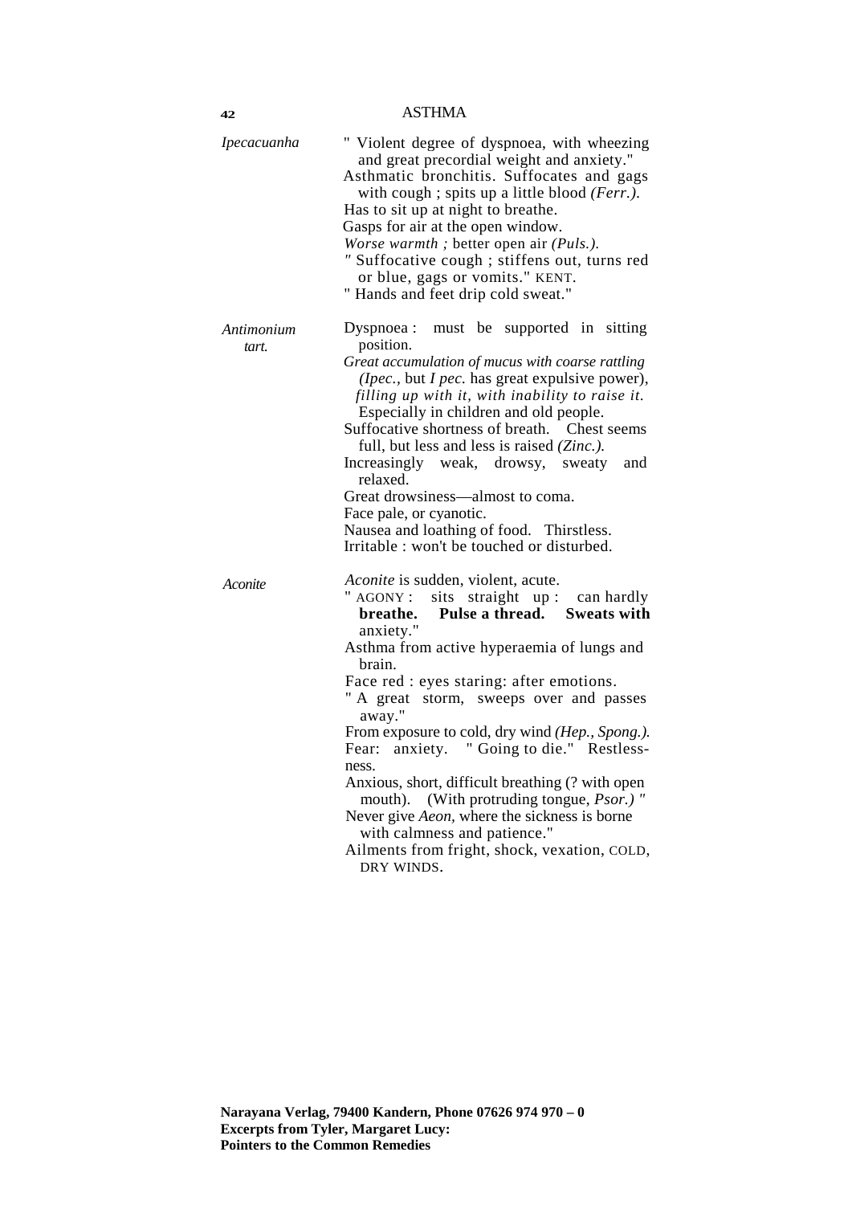## Ipecacuanha

" Violent degree of dyspnoea, with wheezing and great precordial weight and anxiety."
Asthmatic bronchitis. Suffocates and gags with cough ; spits up a little blood *(Ferr.).*
Has to sit up at night to breathe.
Gasps for air at the open window.
*Worse warmth ;* better open air *(Puls.).*
" Suffocative cough ; stiffens out, turns red or blue, gags or vomits." KENT.
" Hands and feet drip cold sweat."

## Antimonium tart.

Dyspnoea : must be supported in sitting position.
*Great accumulation of mucus with coarse rattling (Ipec.,* but *I pec.* has great expulsive power), *filling up with it, with inability to raise it.* Especially in children and old people.
Suffocative shortness of breath. Chest seems full, but less and less is raised *(Zinc.).*
Increasingly weak, drowsy, sweaty and relaxed.
Great drowsiness—almost to coma.
Face pale, or cyanotic.
Nausea and loathing of food. Thirstless.
Irritable : won't be touched or disturbed.

## Aconite

*Aconite* is sudden, violent, acute.
" AGONY : sits straight up : can hardly **breathe. Pulse a thread. Sweats with** anxiety."
Asthma from active hyperaemia of lungs and brain.
Face red : eyes staring: after emotions.
" A great storm, sweeps over and passes away."
From exposure to cold, dry wind *(Hep., Spong.).*
Fear: anxiety. " Going to die." Restlessness.
Anxious, short, difficult breathing (? with open mouth). (With protruding tongue, *Psor.)* "
Never give *Aeon*, where the sickness is borne with calmness and patience."
Ailments from fright, shock, vexation, COLD, DRY WINDS.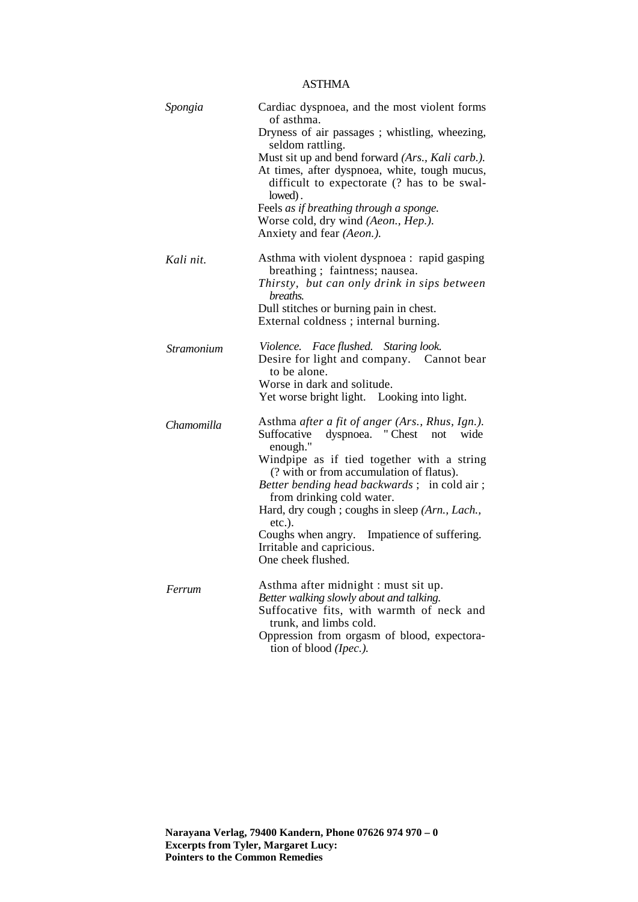# ASTHMA

*Spongia*

Cardiac dyspnoea, and the most violent forms of asthma.
Dryness of air passages ; whistling, wheezing, seldom rattling.
Must sit up and bend forward *(Ars., Kali carb.).*
At times, after dyspnoea, white, tough mucus, difficult to expectorate (? has to be swallowed).
Feels *as if breathing through a sponge.*
Worse cold, dry wind *(Aeon., Hep.).*
Anxiety and fear *(Aeon.).*

*Kali nit.*

Asthma with violent dyspnoea : rapid gasping breathing ; faintness; nausea.
*Thirsty, but can only drink in sips between breaths.*
Dull stitches or burning pain in chest.
External coldness ; internal burning.

*Stramonium*

*Violence. Face flushed. Staring look.*
Desire for light and company. Cannot bear to be alone.
Worse in dark and solitude.
Yet worse bright light. Looking into light.

*Chamomilla*

Asthma *after a fit of anger (Ars., Rhus, Ign.).*
Suffocative dyspnoea. " Chest not wide enough."
Windpipe as if tied together with a string (? with or from accumulation of flatus).
*Better bending head backwards* ; in cold air ; from drinking cold water.
Hard, dry cough ; coughs in sleep *(Arn., Lach.,* etc.).
Coughs when angry. Impatience of suffering.
Irritable and capricious.
One cheek flushed.

*Ferrum*

Asthma after midnight : must sit up.
*Better walking slowly about and talking.*
Suffocative fits, with warmth of neck and trunk, and limbs cold.
Oppression from orgasm of blood, expectoration of blood *(Ipec.).*

**Narayana Verlag, 79400 Kandern, Phone 07626 974 970 – 0**
**Excerpts from Tyler, Margaret Lucy:**
**Pointers to the Common Remedies**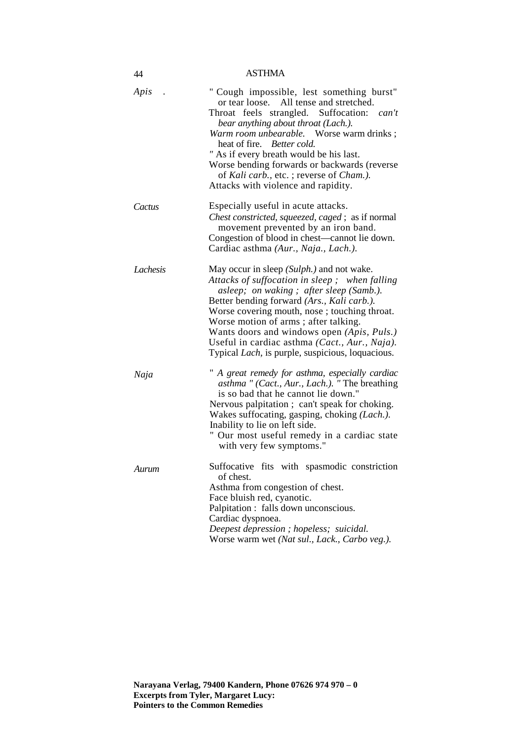| | |
|---|---|
| *Apis* . | " Cough impossible, lest something burst" or tear loose. All tense and stretched.<br>Throat feels strangled. Suffocation: *can't bear anything about throat (Lach.).*<br>*Warm room unbearable.* Worse warm drinks ; heat of fire. *Better cold.*<br>" As if every breath would be his last.<br>Worse bending forwards or backwards (reverse of *Kali carb.*, etc. ; reverse of *Cham.).*<br>Attacks with violence and rapidity. |
| *Cactus* | Especially useful in acute attacks.<br>*Chest constricted, squeezed, caged* ; as if normal movement prevented by an iron band.<br>Congestion of blood in chest—cannot lie down.<br>Cardiac asthma *(Aur., Naja., Lach.).* |
| *Lachesis* | May occur in sleep *(Sulph.)* and not wake.<br>*Attacks of suffocation in sleep ; when falling asleep; on waking ; after sleep (Samb.).*<br>Better bending forward *(Ars., Kali carb.).*<br>Worse covering mouth, nose ; touching throat.<br>Worse motion of arms ; after talking.<br>Wants doors and windows open *(Apis, Puls.)*<br>Useful in cardiac asthma *(Cact., Aur., Naja).*<br>Typical *Lach*, is purple, suspicious, loquacious. |
| *Naja* | " *A great remedy for asthma, especially cardiac asthma " (Cact., Aur., Lach.).* " The breathing is so bad that he cannot lie down."<br>Nervous palpitation ; can't speak for choking.<br>Wakes suffocating, gasping, choking *(Lach.).*<br>Inability to lie on left side.<br>" Our most useful remedy in a cardiac state with very few symptoms." |
| *Aurum* | Suffocative fits with spasmodic constriction of chest.<br>Asthma from congestion of chest.<br>Face bluish red, cyanotic.<br>Palpitation : falls down unconscious.<br>Cardiac dyspnoea.<br>*Deepest depression ; hopeless; suicidal.*<br>Worse warm wet *(Nat sul., Lack., Carbo veg.).* |

**Narayana Verlag, 79400 Kandern, Phone 07626 974 970 – 0**
**Excerpts from Tyler, Margaret Lucy:**
**Pointers to the Common Remedies**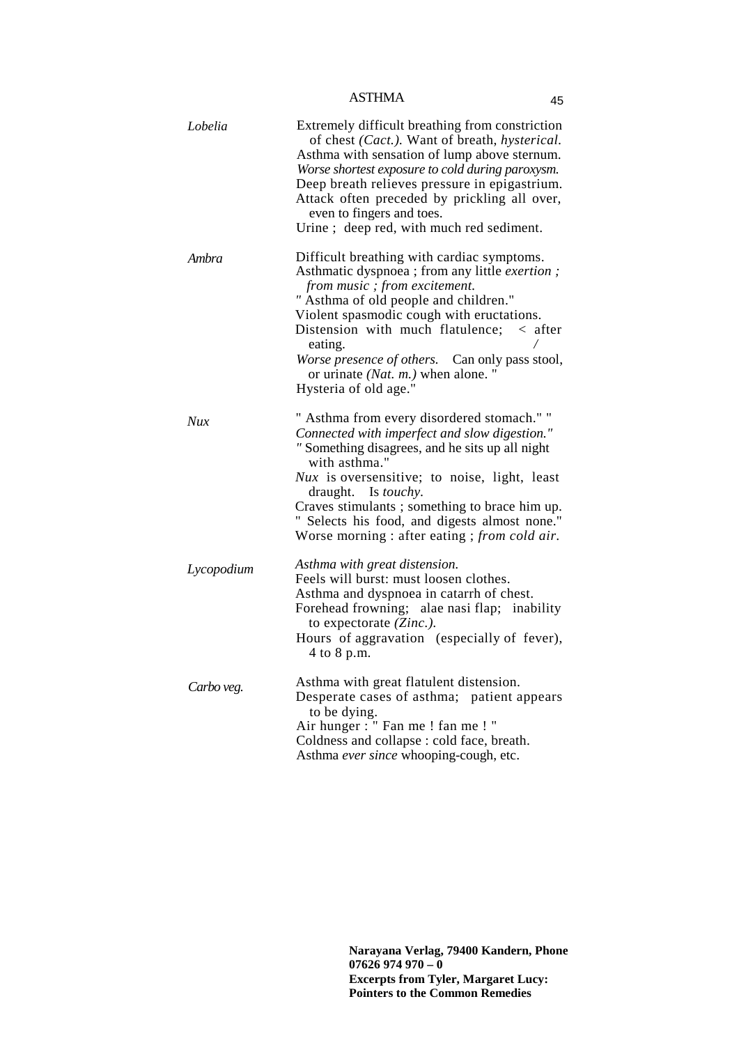| | |
|---|---|
| *Lobelia* | Extremely difficult breathing from constriction of chest *(Cact.).* Want of breath, *hysterical.*<br>Asthma with sensation of lump above sternum.<br>*Worse shortest exposure to cold during paroxysm.*<br>Deep breath relieves pressure in epigastrium.<br>Attack often preceded by prickling all over, even to fingers and toes.<br>Urine ; deep red, with much red sediment. |
| *Ambra* | Difficult breathing with cardiac symptoms.<br>Asthmatic dyspnoea ; from any little *exertion ; from music ; from excitement.*<br>" Asthma of old people and children."<br>Violent spasmodic cough with eructations.<br>Distension with much flatulence; < after eating. /<br>*Worse presence of others.* Can only pass stool, or urinate *(Nat. m.)* when alone. "<br>Hysteria of old age." |
| *Nux* | " Asthma from every disordered stomach." "<br>*Connected with imperfect and slow digestion."*<br>" Something disagrees, and he sits up all night with asthma."<br>*Nux* is oversensitive; to noise, light, least draught. Is *touchy.*<br>Craves stimulants ; something to brace him up.<br>" Selects his food, and digests almost none."<br>Worse morning : after eating ; *from cold air.* |
| *Lycopodium* | *Asthma with great distension.*<br>Feels will burst: must loosen clothes.<br>Asthma and dyspnoea in catarrh of chest.<br>Forehead frowning; alae nasi flap; inability to expectorate *(Zinc.).*<br>Hours of aggravation (especially of fever), 4 to 8 p.m. |
| *Carbo veg.* | Asthma with great flatulent distension.<br>Desperate cases of asthma; patient appears to be dying.<br>Air hunger : " Fan me ! fan me ! "<br>Coldness and collapse : cold face, breath.<br>Asthma *ever since* whooping-cough, etc. |

**Narayana Verlag, 79400 Kandern, Phone 07626 974 970 – 0**
**Excerpts from Tyler, Margaret Lucy: Pointers to the Common Remedies**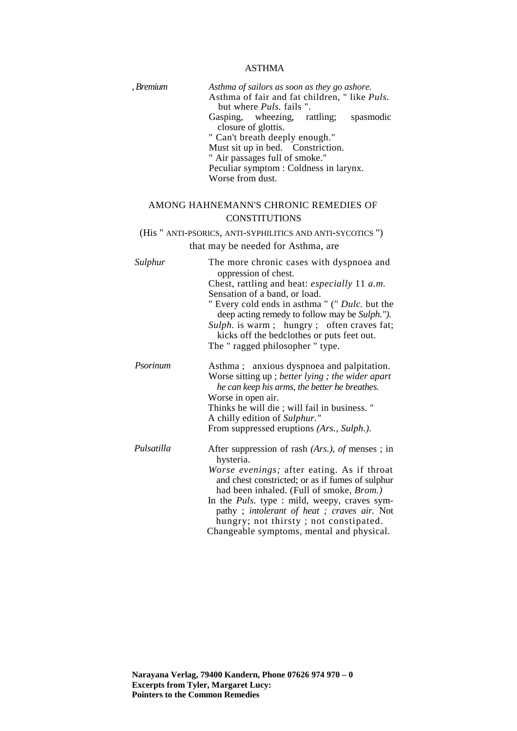# ASTHMA

*, Bremium* — *Asthma of sailors as soon as they go ashore.*
Asthma of fair and fat children, " like *Puls.* but where *Puls.* fails ".
Gasping, wheezing, rattling; spasmodic closure of glottis.
" Can't breath deeply enough."
Must sit up in bed. Constriction.
" Air passages full of smoke."
Peculiar symptom : Coldness in larynx.
Worse from dust.

## AMONG HAHNEMANN'S CHRONIC REMEDIES OF CONSTITUTIONS

(His " ANTI-PSORICS, ANTI-SYPHILITICS AND ANTI-SYCOTICS ")

that may be needed for Asthma, are

*Sulphur* — The more chronic cases with dyspnoea and oppression of chest.
Chest, rattling and heat: *especially* 11 *a.m.*
Sensation of a band, or load.
" Every cold ends in asthma " (" *Dulc.* but the deep acting remedy to follow may be *Sulph.").*
*Sulph.* is warm ; hungry ; often craves fat; kicks off the bedclothes or puts feet out.
The " ragged philosopher " type.

*Psorinum* — Asthma ; anxious dyspnoea and palpitation.
Worse sitting up ; *better lying ; the wider apart he can keep his arms, the better he breathes.*
Worse in open air.
Thinks he will die ; will fail in business. "
A chilly edition of *Sulphur."*
From suppressed eruptions *(Ars., Sulph.).*

*Pulsatilla* — After suppression of rash *(Ars.), of* menses ; in hysteria.
*Worse evenings;* after eating. As if throat and chest constricted; or as if fumes of sulphur had been inhaled. (Full of smoke, *Brom.)*
In the *Puls.* type : mild, weepy, craves sympathy ; *intolerant of heat ; craves air.* Not hungry; not thirsty ; not constipated.
Changeable symptoms, mental and physical.

**Narayana Verlag, 79400 Kandern, Phone 07626 974 970 – 0**
**Excerpts from Tyler, Margaret Lucy:**
**Pointers to the Common Remedies**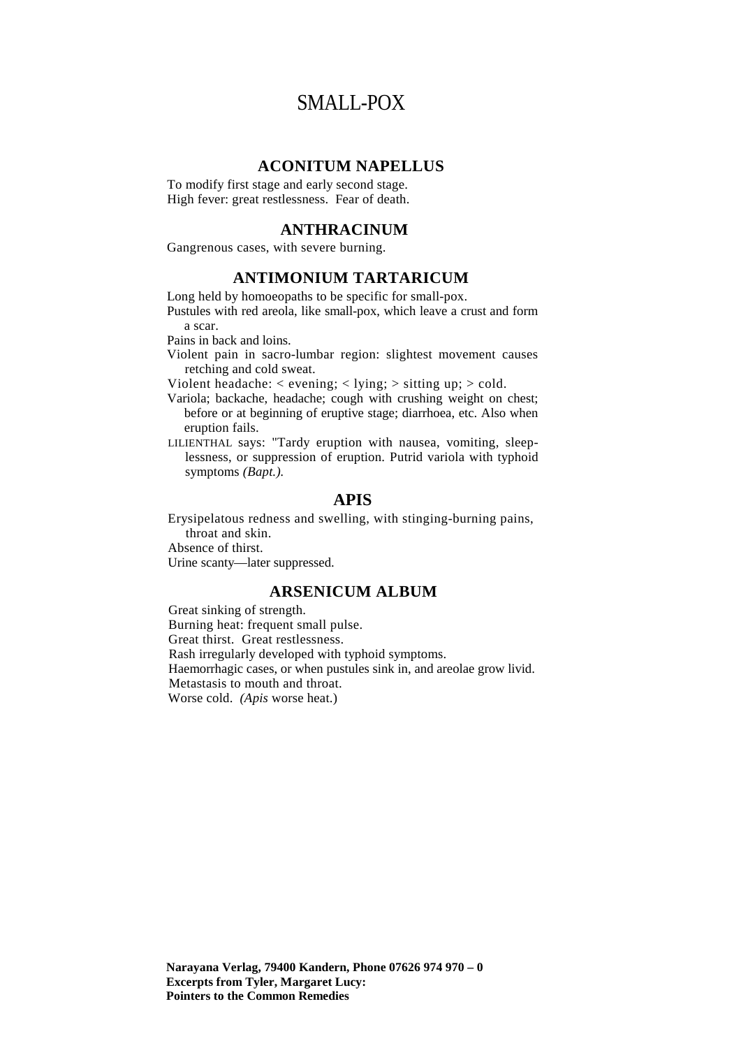# SMALL-POX

## ACONITUM NAPELLUS

To modify first stage and early second stage.
High fever: great restlessness. Fear of death.

## ANTHRACINUM

Gangrenous cases, with severe burning.

## ANTIMONIUM TARTARICUM

Long held by homoeopaths to be specific for small-pox.
Pustules with red areola, like small-pox, which leave a crust and form a scar.
Pains in back and loins.
Violent pain in sacro-lumbar region: slightest movement causes retching and cold sweat.
Violent headache: < evening; < lying; > sitting up; > cold.
Variola; backache, headache; cough with crushing weight on chest; before or at beginning of eruptive stage; diarrhoea, etc. Also when eruption fails.
LILIENTHAL says: "Tardy eruption with nausea, vomiting, sleeplessness, or suppression of eruption. Putrid variola with typhoid symptoms *(Bapt.)*.

## APIS

Erysipelatous redness and swelling, with stinging-burning pains, throat and skin.
Absence of thirst.
Urine scanty—later suppressed.

## ARSENICUM ALBUM

Great sinking of strength.
Burning heat: frequent small pulse.
Great thirst. Great restlessness.
Rash irregularly developed with typhoid symptoms.
Haemorrhagic cases, or when pustules sink in, and areolae grow livid.
Metastasis to mouth and throat.
Worse cold. *(Apis* worse heat.)

**Narayana Verlag, 79400 Kandern, Phone 07626 974 970 – 0**
**Excerpts from Tyler, Margaret Lucy:**
**Pointers to the Common Remedies**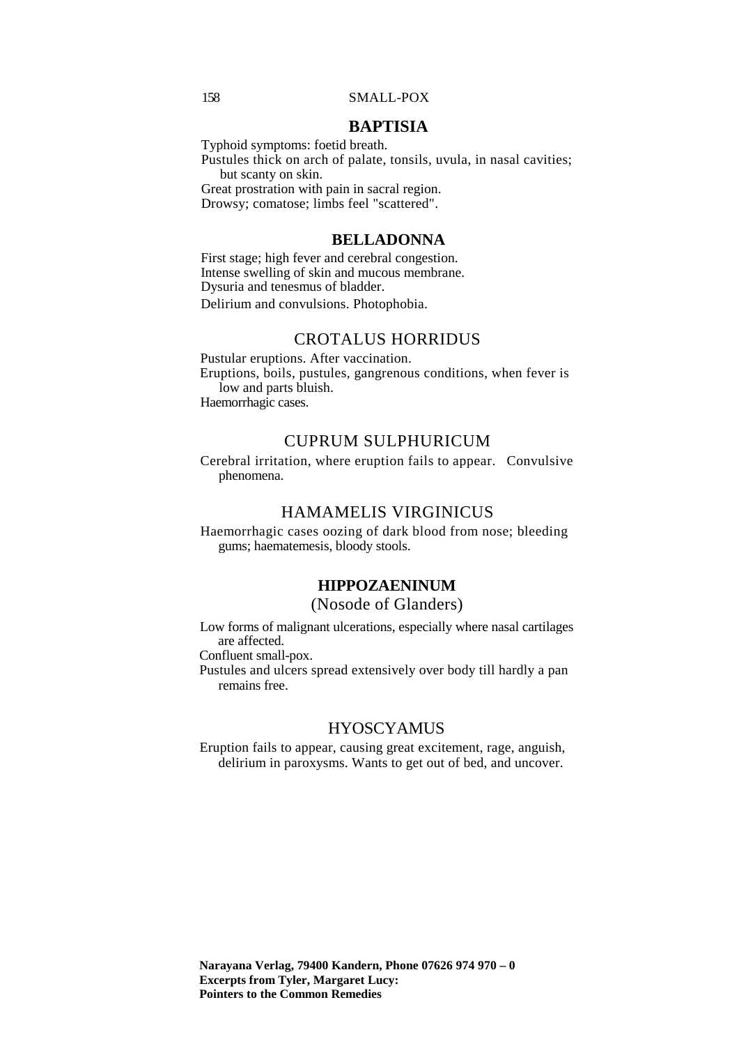## BAPTISIA

Typhoid symptoms: foetid breath.
Pustules thick on arch of palate, tonsils, uvula, in nasal cavities; but scanty on skin.
Great prostration with pain in sacral region.
Drowsy; comatose; limbs feel "scattered".

## BELLADONNA

First stage; high fever and cerebral congestion.
Intense swelling of skin and mucous membrane.
Dysuria and tenesmus of bladder.
Delirium and convulsions. Photophobia.

## CROTALUS HORRIDUS

Pustular eruptions. After vaccination.
Eruptions, boils, pustules, gangrenous conditions, when fever is low and parts bluish.
Haemorrhagic cases.

## CUPRUM SULPHURICUM

Cerebral irritation, where eruption fails to appear. Convulsive phenomena.

## HAMAMELIS VIRGINICUS

Haemorrhagic cases oozing of dark blood from nose; bleeding gums; haematemesis, bloody stools.

## HIPPOZAENINUM

(Nosode of Glanders)

Low forms of malignant ulcerations, especially where nasal cartilages are affected.
Confluent small-pox.
Pustules and ulcers spread extensively over body till hardly a pan remains free.

## HYOSCYAMUS

Eruption fails to appear, causing great excitement, rage, anguish, delirium in paroxysms. Wants to get out of bed, and uncover.

**Narayana Verlag, 79400 Kandern, Phone 07626 974 970 – 0**
**Excerpts from Tyler, Margaret Lucy:**
**Pointers to the Common Remedies**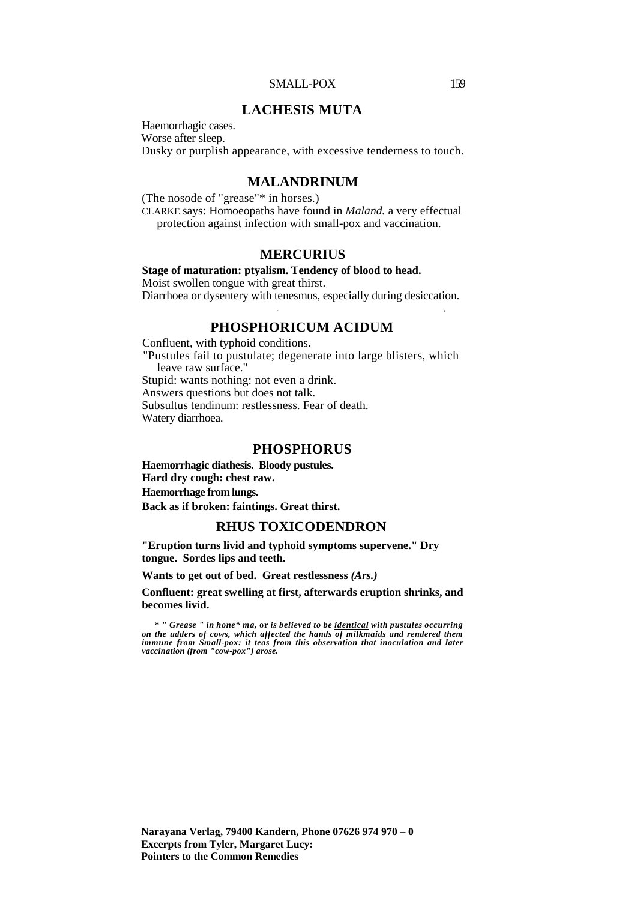## LACHESIS MUTA

Haemorrhagic cases.
Worse after sleep.
Dusky or purplish appearance, with excessive tenderness to touch.

## MALANDRINUM

(The nosode of "grease"* in horses.)
CLARKE says: Homoeopaths have found in *Maland.* a very effectual protection against infection with small-pox and vaccination.

## MERCURIUS

**Stage of maturation: ptyalism. Tendency of blood to head.**
Moist swollen tongue with great thirst.
Diarrhoea or dysentery with tenesmus, especially during desiccation.

## PHOSPHORICUM ACIDUM

Confluent, with typhoid conditions.
"Pustules fail to pustulate; degenerate into large blisters, which leave raw surface."
Stupid: wants nothing: not even a drink.
Answers questions but does not talk.
Subsultus tendinum: restlessness. Fear of death.
Watery diarrhoea.

## PHOSPHORUS

**Haemorrhagic diathesis. Bloody pustules.**
**Hard dry cough: chest raw.**
**Haemorrhage from lungs.**
**Back as if broken: faintings. Great thirst.**

## RHUS TOXICODENDRON

**"Eruption turns livid and typhoid symptoms supervene." Dry tongue. Sordes lips and teeth.**

**Wants to get out of bed. Great restlessness *(Ars.)***

**Confluent: great swelling at first, afterwards eruption shrinks, and becomes livid.**

***** " Grease " in hone* ma, or is believed to be identical with pustules occurring on the udders of cows, which affected the hands of milkmaids and rendered them immune from Small-pox: it teas from this observation that inoculation and later vaccination (from "cow-pox") arose.***

**Narayana Verlag, 79400 Kandern, Phone 07626 974 970 – 0**
**Excerpts from Tyler, Margaret Lucy:**
**Pointers to the Common Remedies**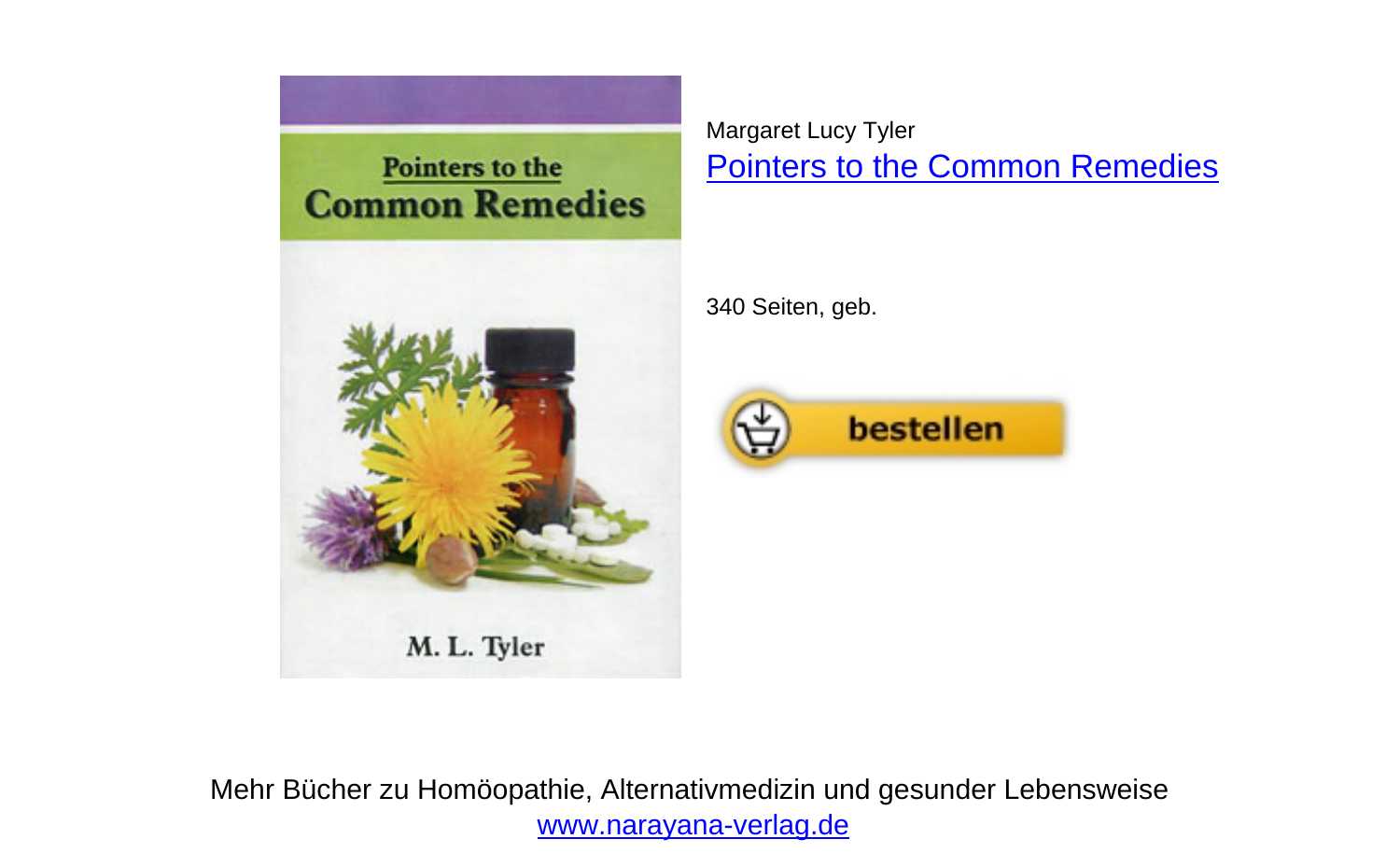Margaret Lucy Tyler

Pointers to the Common Remedies

340 Seiten, geb.

bestellen

Mehr Bücher zu Homöopathie, Alternativmedizin und gesunder Lebensweise
www.narayana-verlag.de